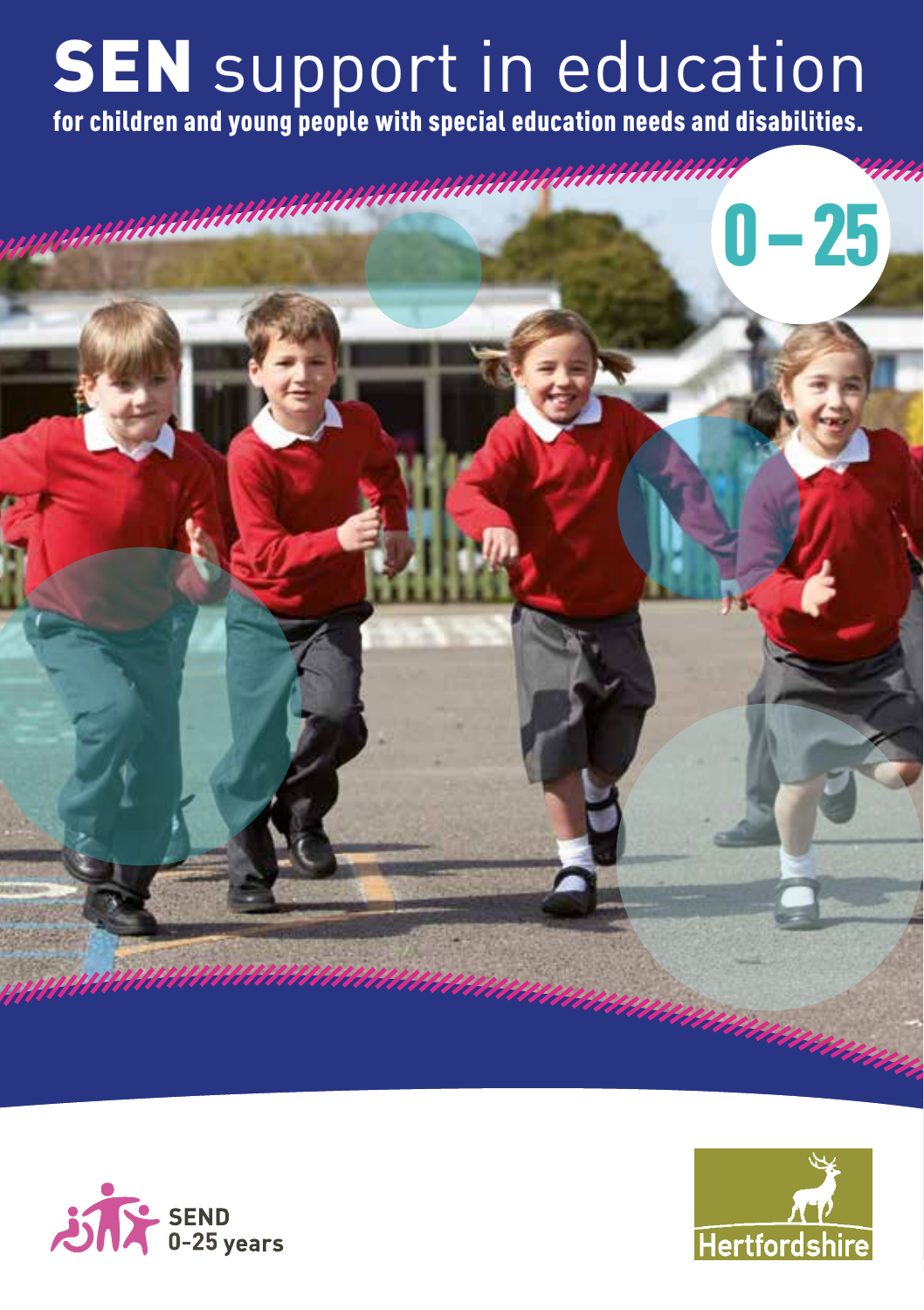# SEN support in education

**for children and young people with special education needs and disabilities.**

0 – 25

SEND 0-25 years

Hertfordshire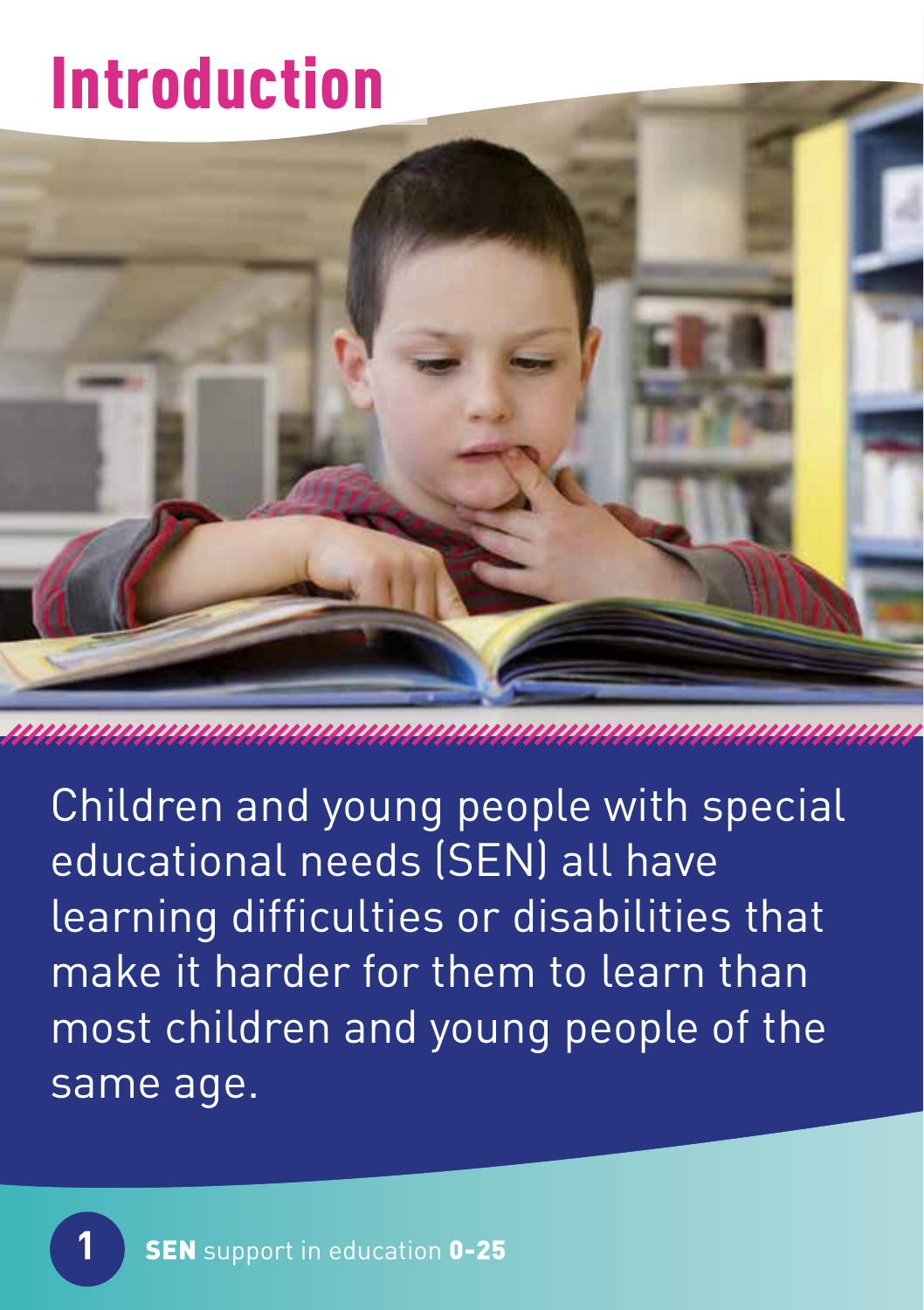# Introduction

Children and young people with special educational needs (SEN) all have learning difficulties or disabilities that make it harder for them to learn than most children and young people of the same age.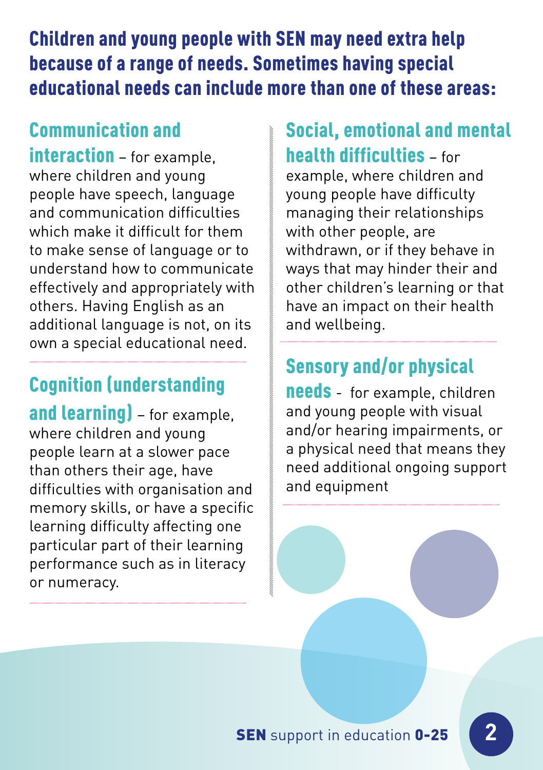## Children and young people with SEN may need extra help because of a range of needs. Sometimes having special educational needs can include more than one of these areas:

**Communication and interaction** – for example, where children and young people have speech, language and communication difficulties which make it difficult for them to make sense of language or to understand how to communicate effectively and appropriately with others. Having English as an additional language is not, on its own a special educational need.

**Cognition (understanding and learning)** – for example, where children and young people learn at a slower pace than others their age, have difficulties with organisation and memory skills, or have a specific learning difficulty affecting one particular part of their learning performance such as in literacy or numeracy.

**Social, emotional and mental health difficulties** – for example, where children and young people have difficulty managing their relationships with other people, are withdrawn, or if they behave in ways that may hinder their and other children's learning or that have an impact on their health and wellbeing.

**Sensory and/or physical needs** - for example, children and young people with visual and/or hearing impairments, or a physical need that means they need additional ongoing support and equipment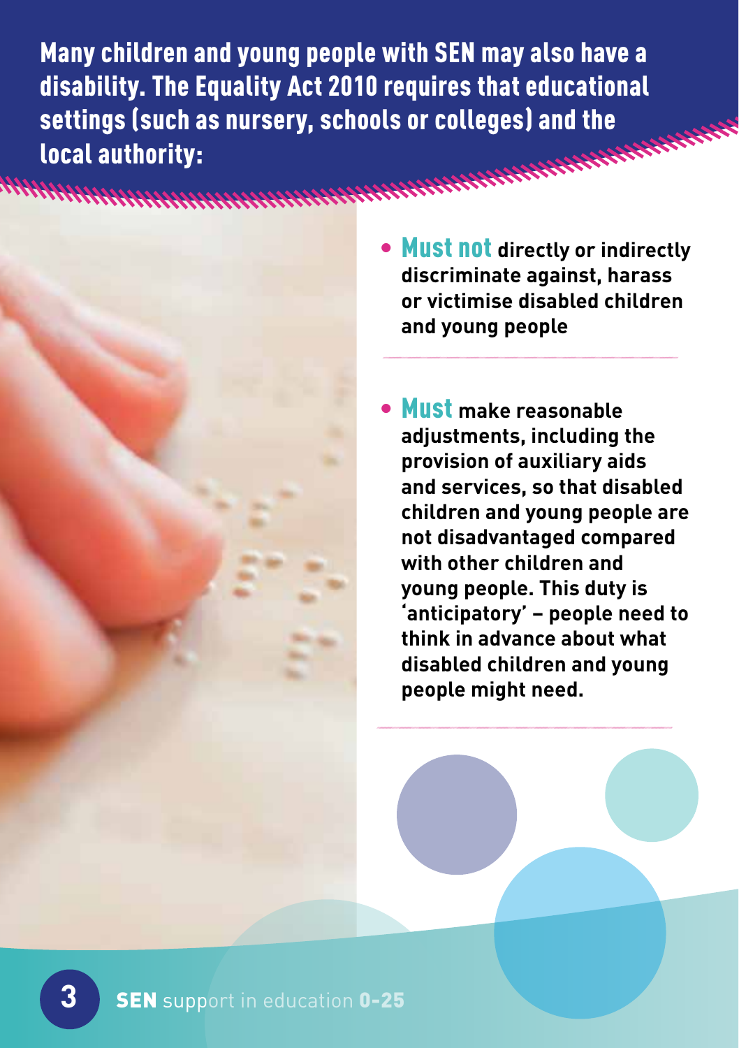**Many children and young people with SEN may also have a disability. The Equality Act 2010 requires that educational settings (such as nursery, schools or colleges) and the local authority:**

- **Must not** directly or indirectly discriminate against, harass or victimise disabled children and young people

- **Must** make reasonable adjustments, including the provision of auxiliary aids and services, so that disabled children and young people are not disadvantaged compared with other children and young people. This duty is 'anticipatory' – people need to think in advance about what disabled children and young people might need.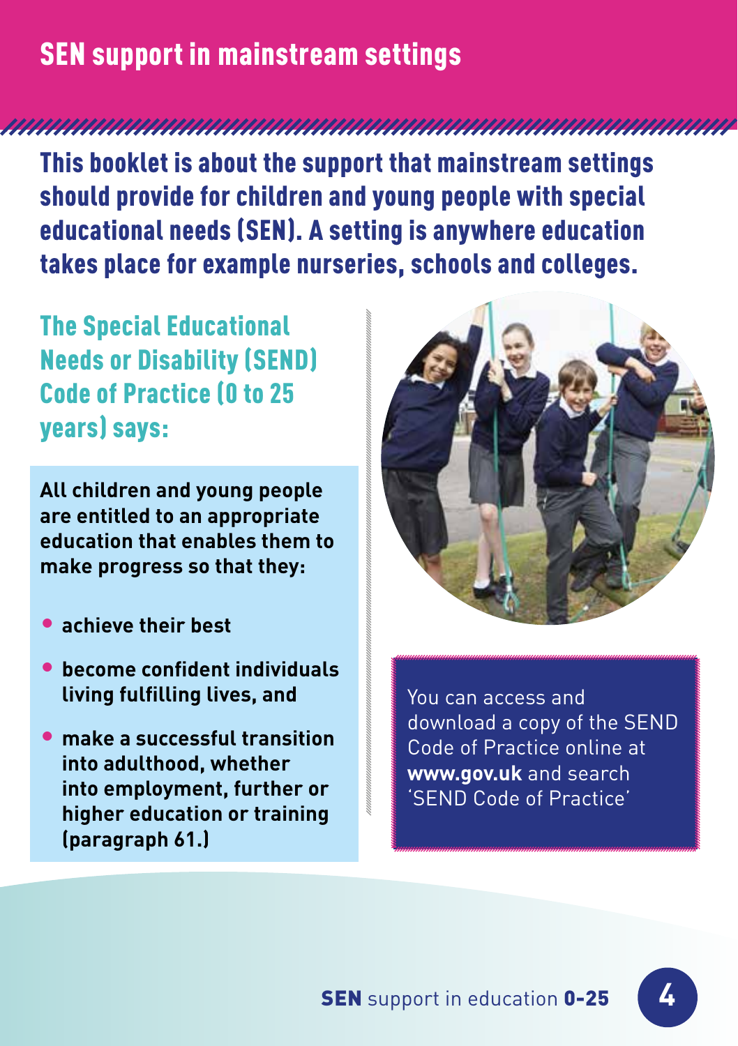# SEN support in mainstream settings

**This booklet is about the support that mainstream settings should provide for children and young people with special educational needs (SEN). A setting is anywhere education takes place for example nurseries, schools and colleges.**

## The Special Educational Needs or Disability (SEND) Code of Practice (0 to 25 years) says:

**All children and young people are entitled to an appropriate education that enables them to make progress so that they:**

- **achieve their best**
- **become confident individuals living fulfilling lives, and**
- **make a successful transition into adulthood, whether into employment, further or higher education or training (paragraph 61.)**

You can access and download a copy of the SEND Code of Practice online at **www.gov.uk** and search 'SEND Code of Practice'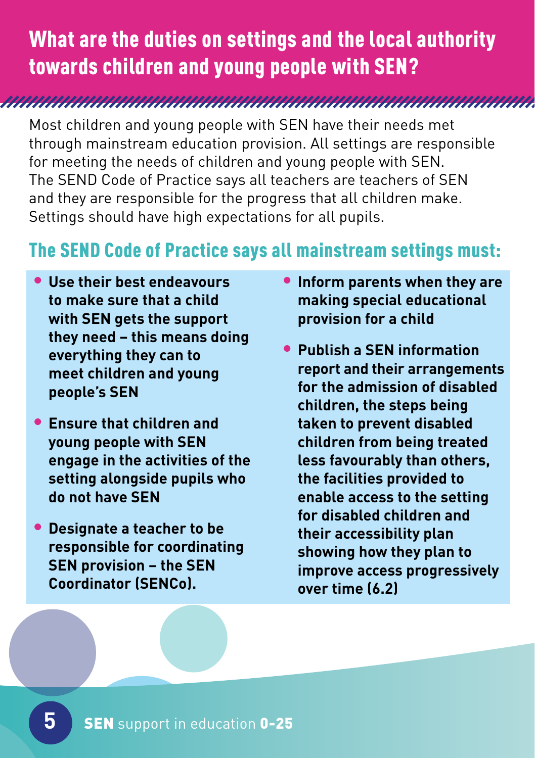# What are the duties on settings and the local authority towards children and young people with SEN?

Most children and young people with SEN have their needs met through mainstream education provision. All settings are responsible for meeting the needs of children and young people with SEN. The SEND Code of Practice says all teachers are teachers of SEN and they are responsible for the progress that all children make. Settings should have high expectations for all pupils.

## The SEND Code of Practice says all mainstream settings must:

- **Use their best endeavours to make sure that a child with SEN gets the support they need – this means doing everything they can to meet children and young people's SEN**
- **Ensure that children and young people with SEN engage in the activities of the setting alongside pupils who do not have SEN**
- **Designate a teacher to be responsible for coordinating SEN provision – the SEN Coordinator (SENCo).**
- **Inform parents when they are making special educational provision for a child**
- **Publish a SEN information report and their arrangements for the admission of disabled children, the steps being taken to prevent disabled children from being treated less favourably than others, the facilities provided to enable access to the setting for disabled children and their accessibility plan showing how they plan to improve access progressively over time (6.2)**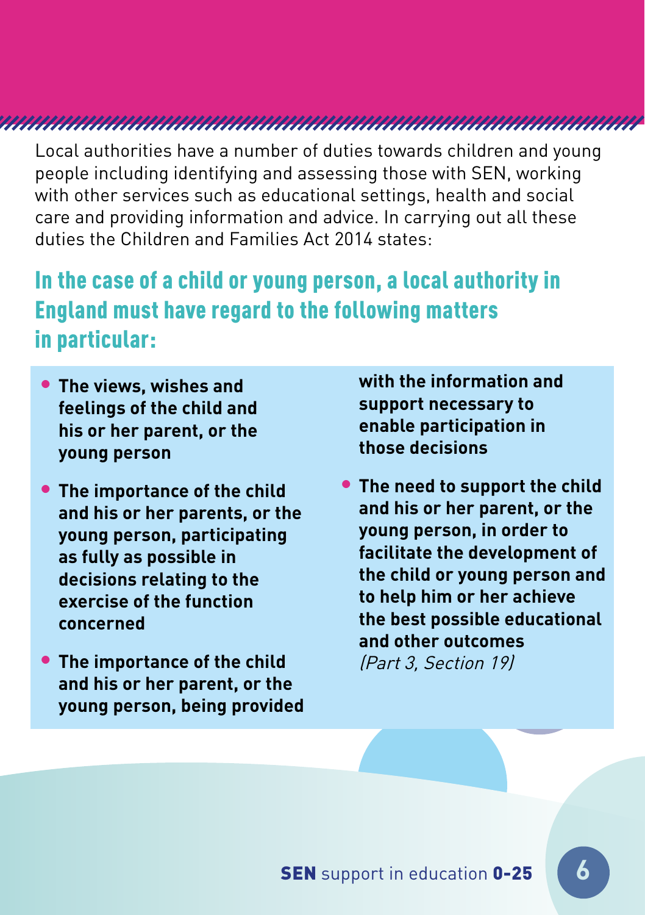Local authorities have a number of duties towards children and young people including identifying and assessing those with SEN, working with other services such as educational settings, health and social care and providing information and advice. In carrying out all these duties the Children and Families Act 2014 states:

## In the case of a child or young person, a local authority in England must have regard to the following matters in particular:

- **The views, wishes and feelings of the child and his or her parent, or the young person**
- **The importance of the child and his or her parents, or the young person, participating as fully as possible in decisions relating to the exercise of the function concerned**
- **The importance of the child and his or her parent, or the young person, being provided with the information and support necessary to enable participation in those decisions**
- **The need to support the child and his or her parent, or the young person, in order to facilitate the development of the child or young person and to help him or her achieve the best possible educational and other outcomes**

*(Part 3, Section 19)*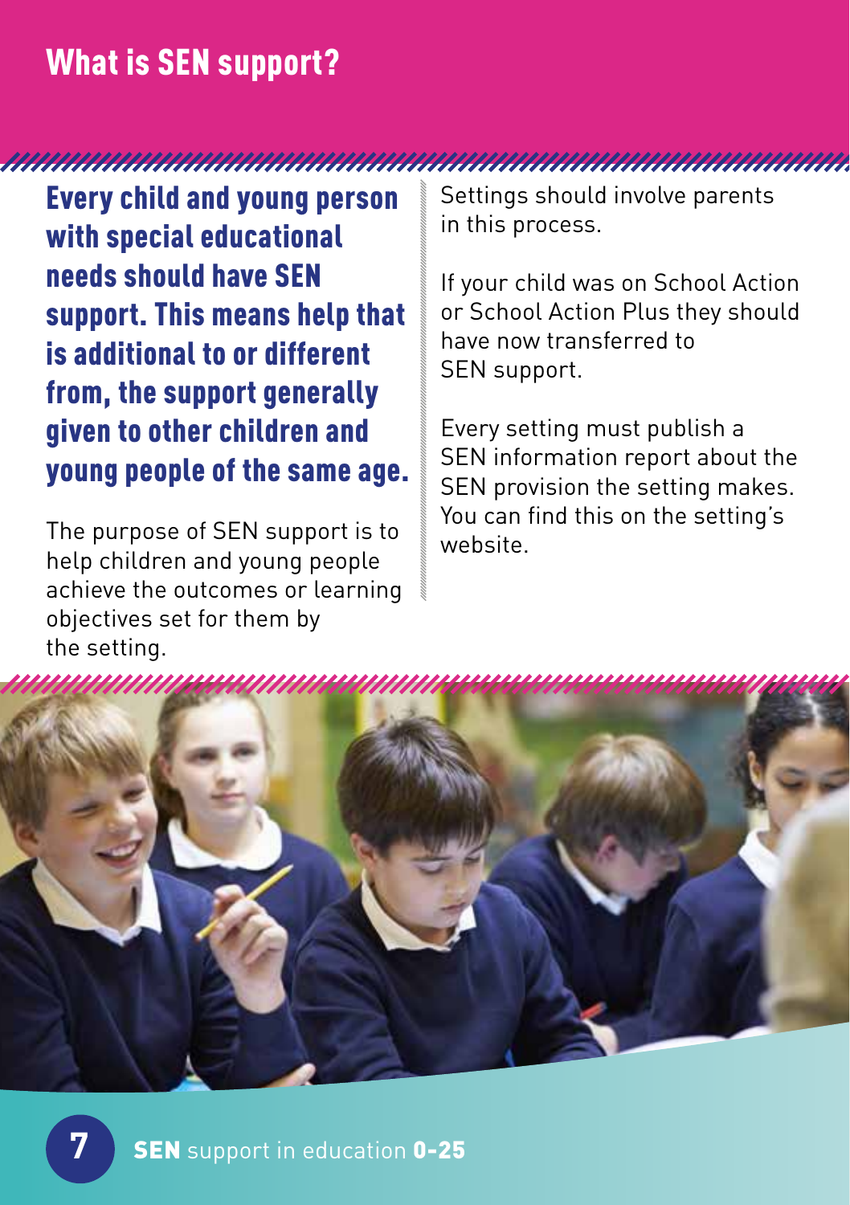# What is SEN support?

**Every child and young person with special educational needs should have SEN support. This means help that is additional to or different from, the support generally given to other children and young people of the same age.**

The purpose of SEN support is to help children and young people achieve the outcomes or learning objectives set for them by the setting.

Settings should involve parents in this process.

If your child was on School Action or School Action Plus they should have now transferred to SEN support.

Every setting must publish a SEN information report about the SEN provision the setting makes. You can find this on the setting's website.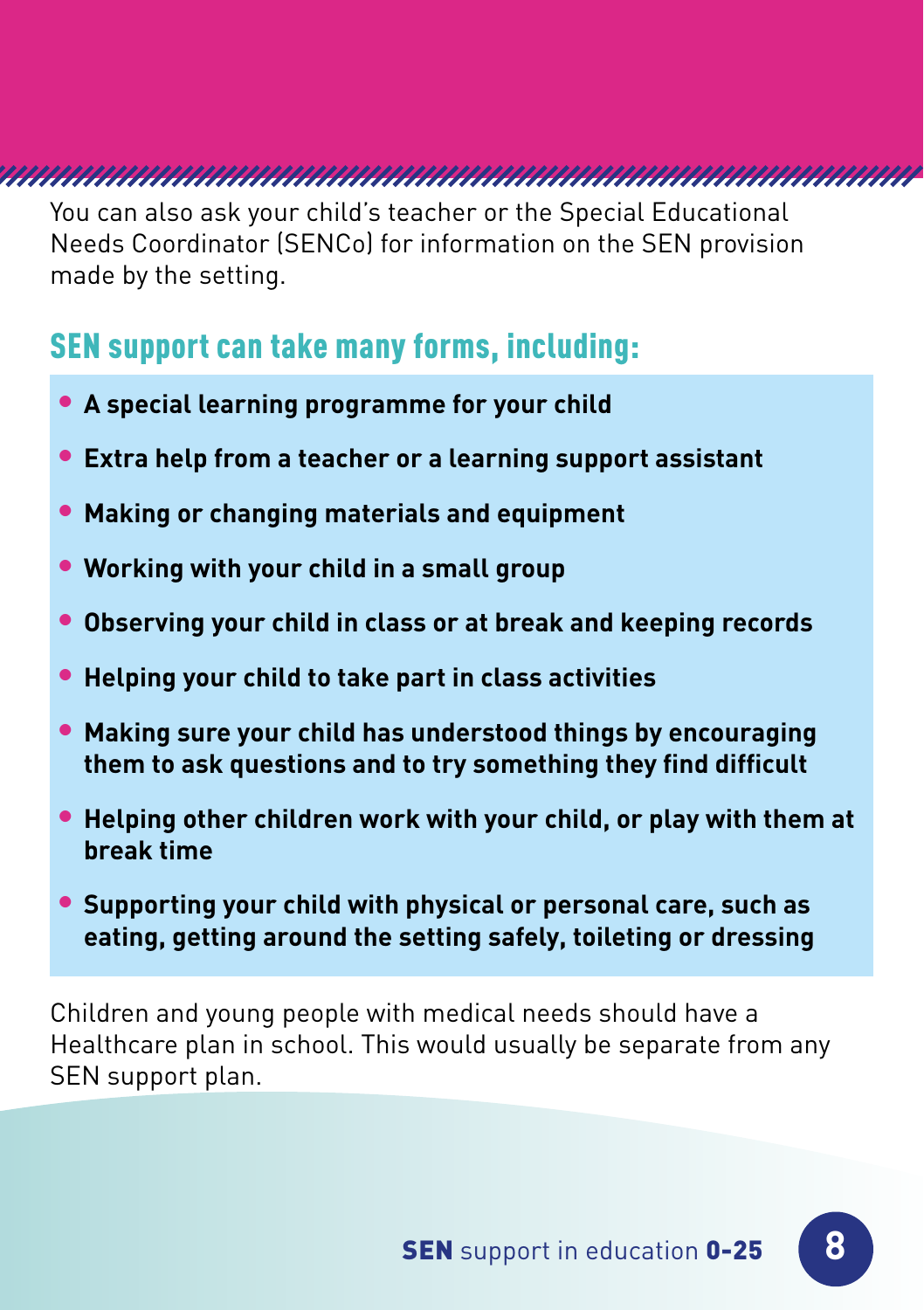You can also ask your child's teacher or the Special Educational Needs Coordinator (SENCo) for information on the SEN provision made by the setting.

## SEN support can take many forms, including:

- **A special learning programme for your child**
- **Extra help from a teacher or a learning support assistant**
- **Making or changing materials and equipment**
- **Working with your child in a small group**
- **Observing your child in class or at break and keeping records**
- **Helping your child to take part in class activities**
- **Making sure your child has understood things by encouraging them to ask questions and to try something they find difficult**
- **Helping other children work with your child, or play with them at break time**
- **Supporting your child with physical or personal care, such as eating, getting around the setting safely, toileting or dressing**

Children and young people with medical needs should have a Healthcare plan in school. This would usually be separate from any SEN support plan.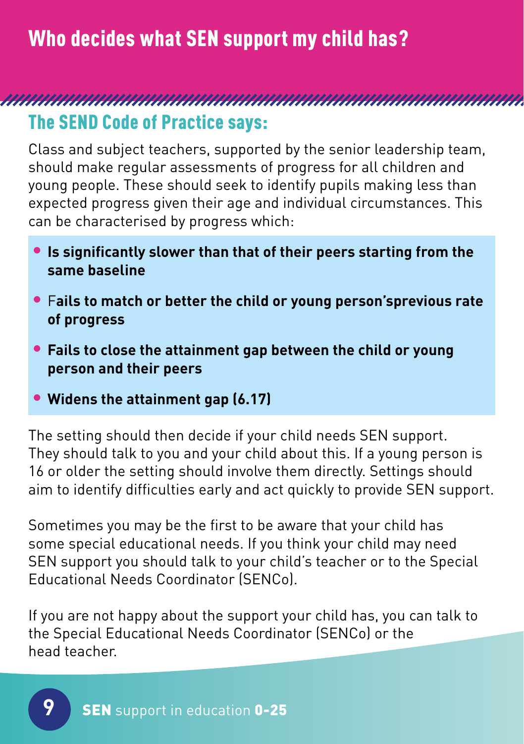# Who decides what SEN support my child has?

## The SEND Code of Practice says:

Class and subject teachers, supported by the senior leadership team, should make regular assessments of progress for all children and young people. These should seek to identify pupils making less than expected progress given their age and individual circumstances. This can be characterised by progress which:

- **Is significantly slower than that of their peers starting from the same baseline**
- F**ails to match or better the child or young person'sprevious rate of progress**
- **Fails to close the attainment gap between the child or young person and their peers**
- **Widens the attainment gap (6.17)**

The setting should then decide if your child needs SEN support. They should talk to you and your child about this. If a young person is 16 or older the setting should involve them directly. Settings should aim to identify difficulties early and act quickly to provide SEN support.

Sometimes you may be the first to be aware that your child has some special educational needs. If you think your child may need SEN support you should talk to your child's teacher or to the Special Educational Needs Coordinator (SENCo).

If you are not happy about the support your child has, you can talk to the Special Educational Needs Coordinator (SENCo) or the head teacher.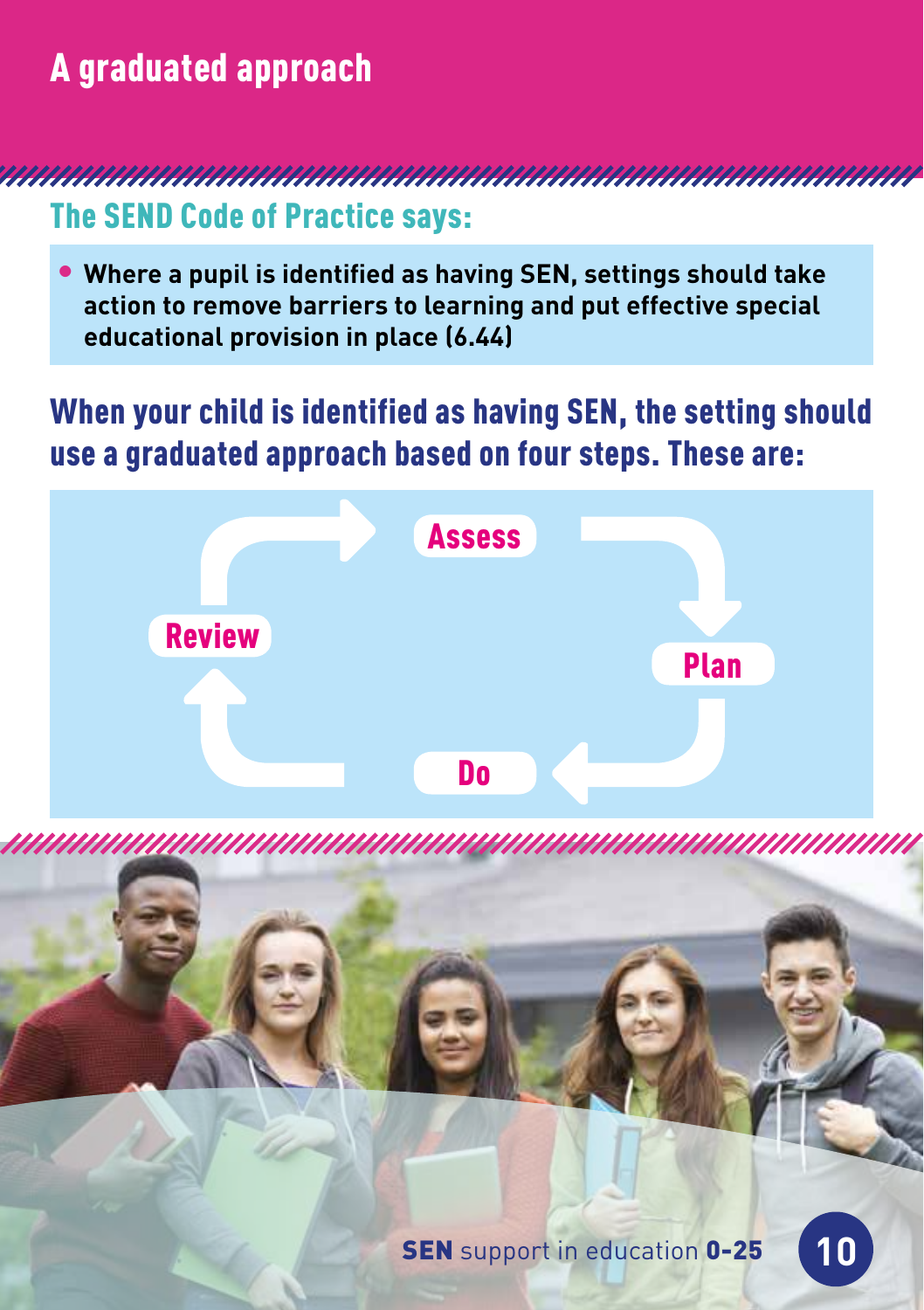# A graduated approach

## The SEND Code of Practice says:

- **Where a pupil is identified as having SEN, settings should take action to remove barriers to learning and put effective special educational provision in place (6.44)**

## When your child is identified as having SEN, the setting should use a graduated approach based on four steps. These are:

Assess → Plan → Do → Review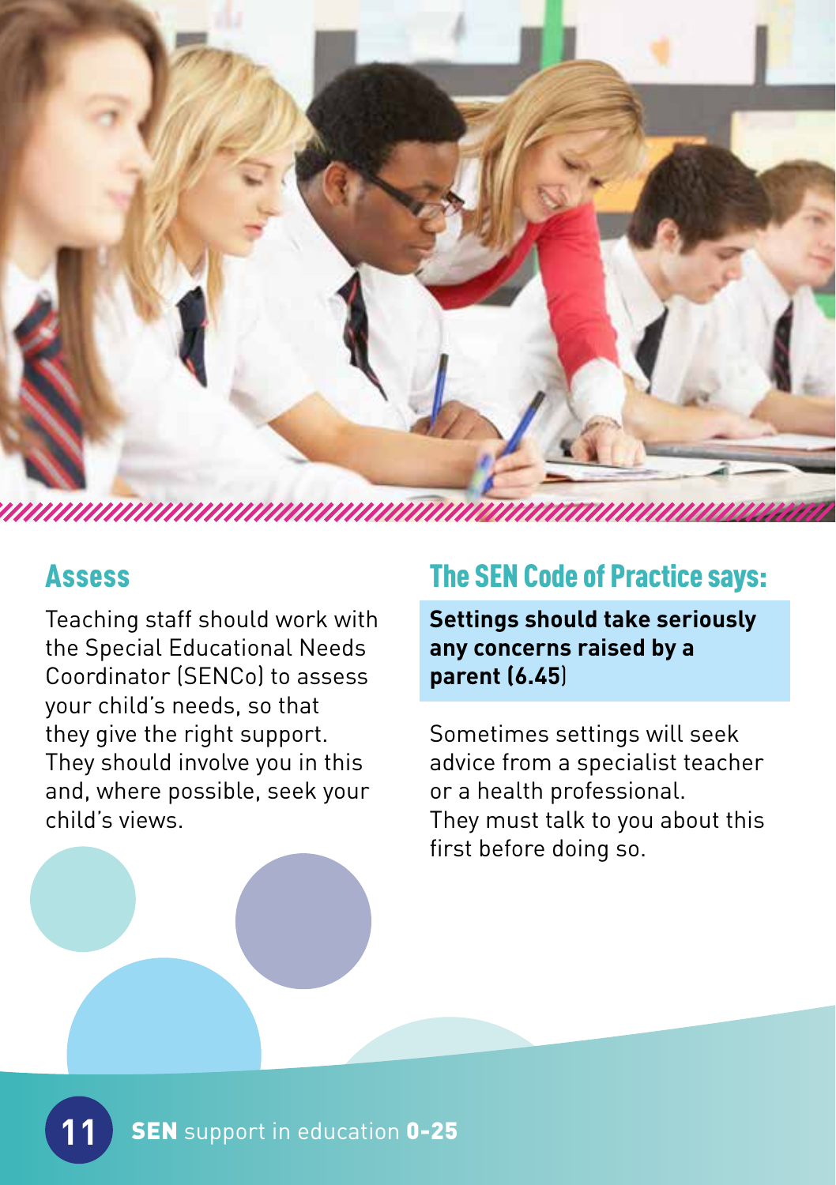## Assess

Teaching staff should work with the Special Educational Needs Coordinator (SENCo) to assess your child's needs, so that they give the right support. They should involve you in this and, where possible, seek your child's views.

## The SEN Code of Practice says:

**Settings should take seriously any concerns raised by a parent (6.45)**

Sometimes settings will seek advice from a specialist teacher or a health professional. They must talk to you about this first before doing so.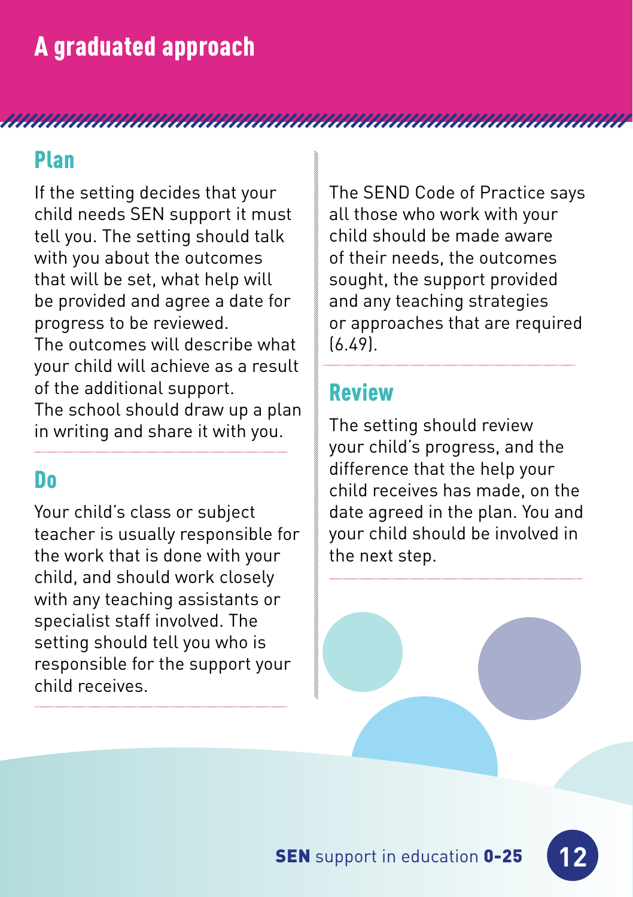# A graduated approach

## Plan

If the setting decides that your child needs SEN support it must tell you. The setting should talk with you about the outcomes that will be set, what help will be provided and agree a date for progress to be reviewed.
The outcomes will describe what your child will achieve as a result of the additional support.
The school should draw up a plan in writing and share it with you.

## Do

Your child's class or subject teacher is usually responsible for the work that is done with your child, and should work closely with any teaching assistants or specialist staff involved. The setting should tell you who is responsible for the support your child receives.

The SEND Code of Practice says all those who work with your child should be made aware of their needs, the outcomes sought, the support provided and any teaching strategies or approaches that are required (6.49).

## Review

The setting should review your child's progress, and the difference that the help your child receives has made, on the date agreed in the plan. You and your child should be involved in the next step.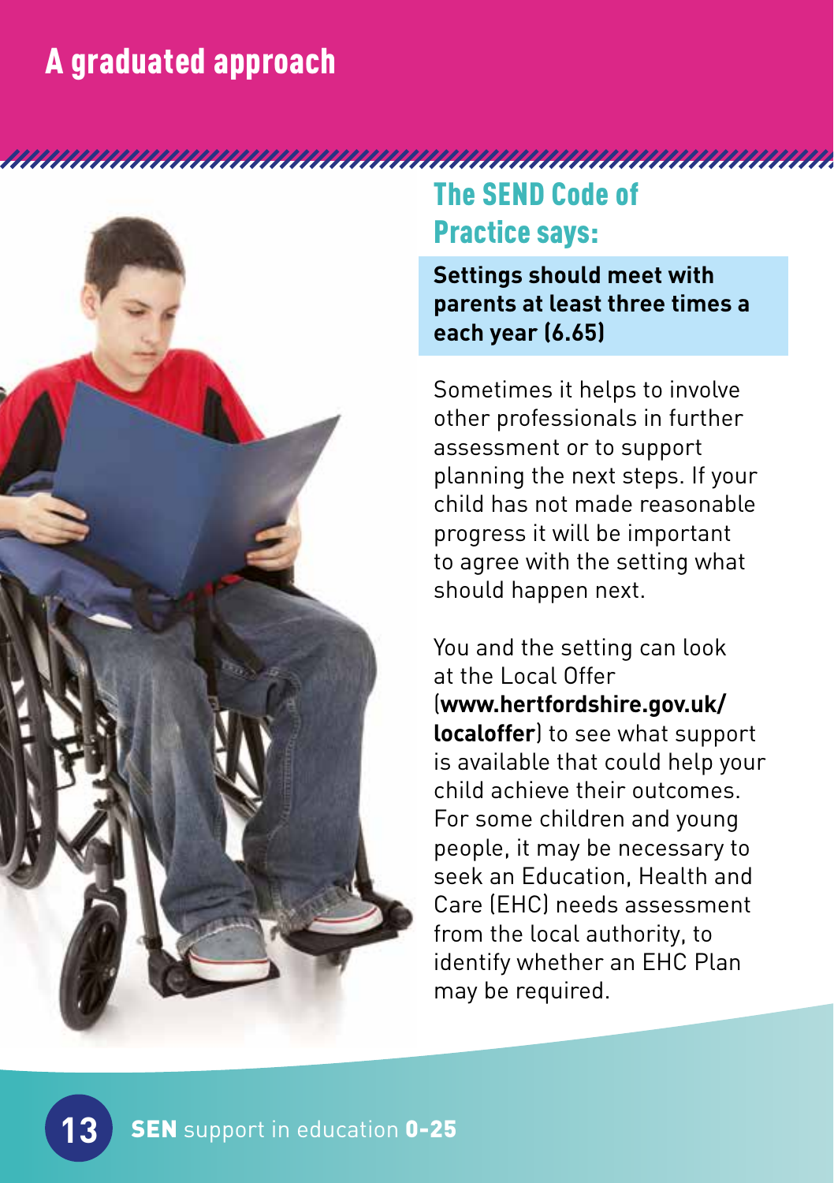# A graduated approach

## The SEND Code of Practice says:

**Settings should meet with parents at least three times a each year (6.65)**

Sometimes it helps to involve other professionals in further assessment or to support planning the next steps. If your child has not made reasonable progress it will be important to agree with the setting what should happen next.

You and the setting can look at the Local Offer (**www.hertfordshire.gov.uk/localoffer**) to see what support is available that could help your child achieve their outcomes. For some children and young people, it may be necessary to seek an Education, Health and Care (EHC) needs assessment from the local authority, to identify whether an EHC Plan may be required.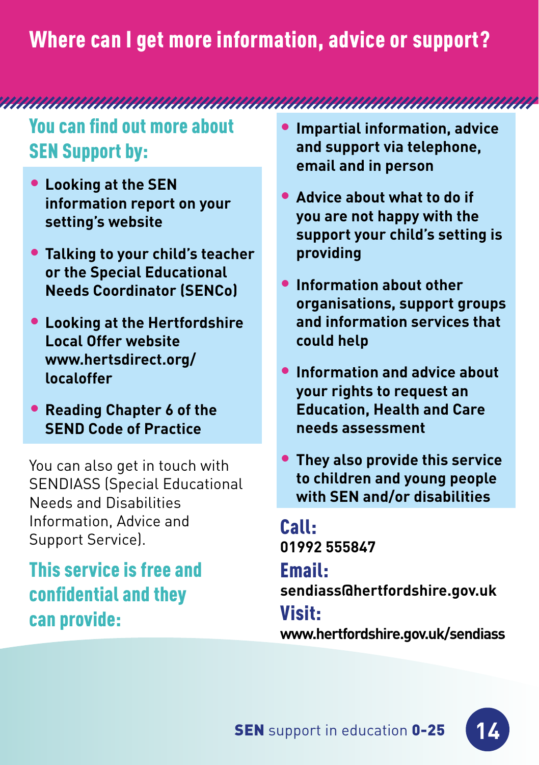# Where can I get more information, advice or support?

## You can find out more about SEN Support by:

- **Looking at the SEN information report on your setting's website**
- **Talking to your child's teacher or the Special Educational Needs Coordinator (SENCo)**
- **Looking at the Hertfordshire Local Offer website www.hertsdirect.org/localoffer**
- **Reading Chapter 6 of the SEND Code of Practice**

You can also get in touch with SENDIASS (Special Educational Needs and Disabilities Information, Advice and Support Service).

## This service is free and confidential and they can provide:

- **Impartial information, advice and support via telephone, email and in person**
- **Advice about what to do if you are not happy with the support your child's setting is providing**
- **Information about other organisations, support groups and information services that could help**
- **Information and advice about your rights to request an Education, Health and Care needs assessment**
- **They also provide this service to children and young people with SEN and/or disabilities**

### Call:
**01992 555847**

### Email:
**sendiass@hertfordshire.gov.uk**

### Visit:
**www.hertfordshire.gov.uk/sendiass**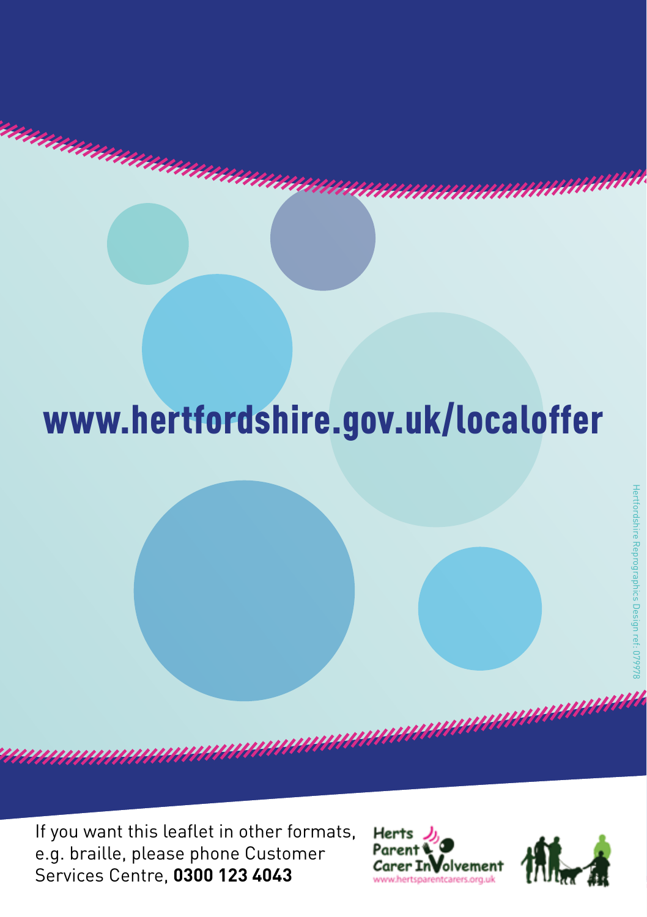**www.hertfordshire.gov.uk/localoffer**

If you want this leaflet in other formats, e.g. braille, please phone Customer Services Centre, **0300 123 4043**

Herts Parent Carer Involvement
www.hertsparentcarers.org.uk

Hertfordshire Reprographics Design ref: 07997